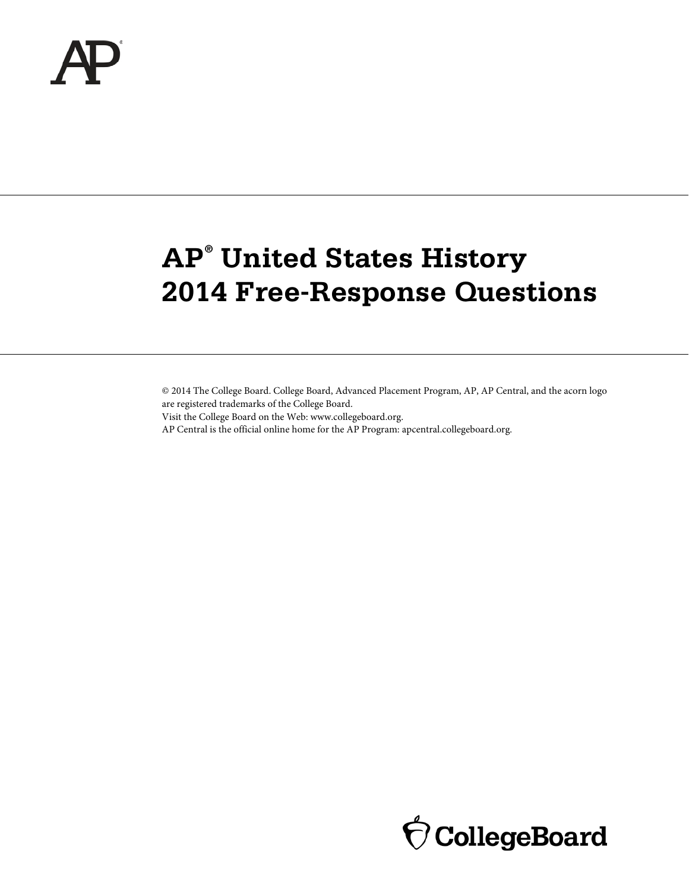# AP® United States History 2014 Free-Response Questions

© 2014 The College Board. College Board, Advanced Placement Program, AP, AP Central, and the acorn logo are registered trademarks of the College Board.
Visit the College Board on the Web: www.collegeboard.org.
AP Central is the official online home for the AP Program: apcentral.collegeboard.org.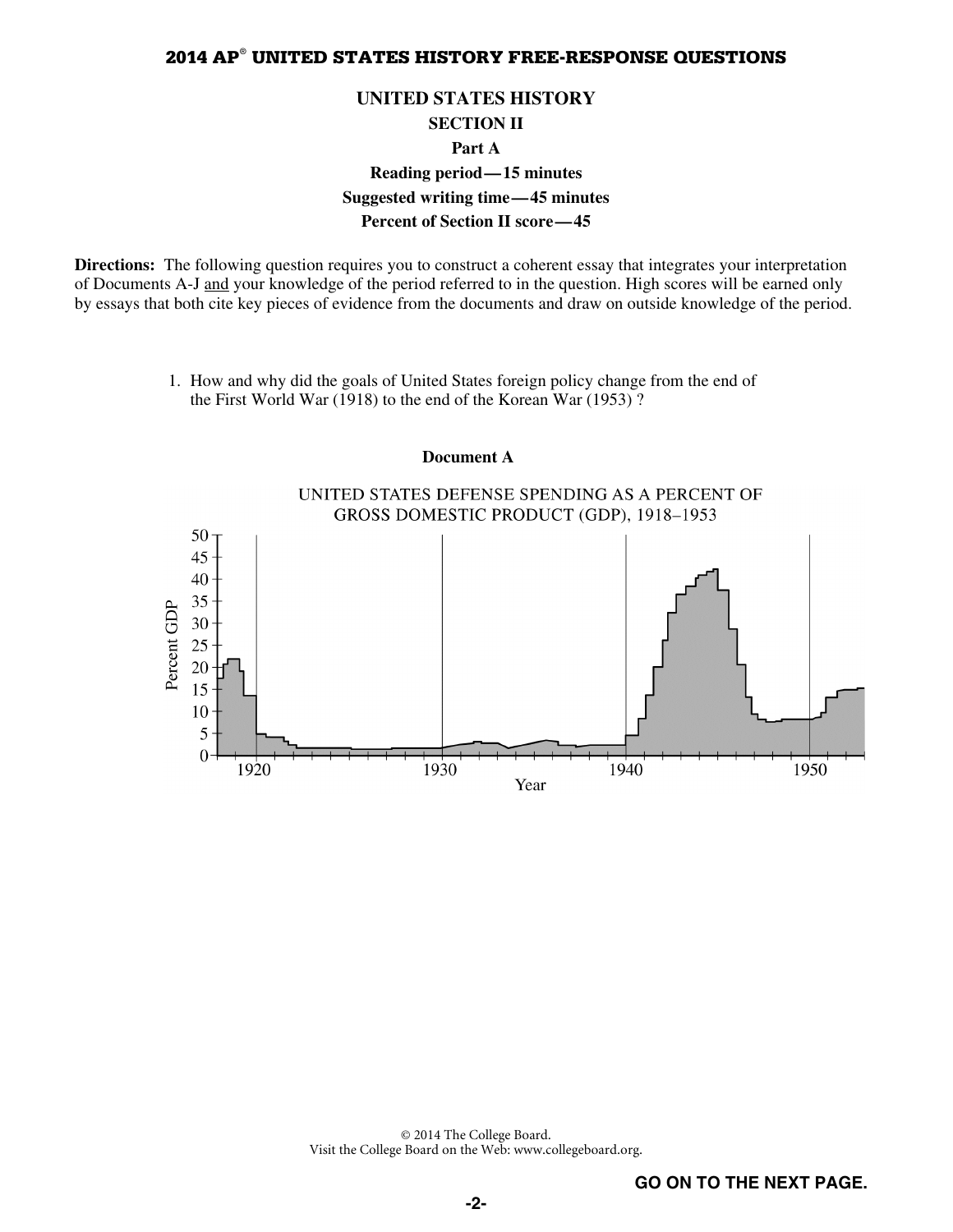# UNITED STATES HISTORY

## SECTION II

### Part A

**Reading period — 15 minutes**

**Suggested writing time — 45 minutes**

**Percent of Section II score — 45**

**Directions:** The following question requires you to construct a coherent essay that integrates your interpretation of Documents A-J and your knowledge of the period referred to in the question. High scores will be earned only by essays that both cite key pieces of evidence from the documents and draw on outside knowledge of the period.

1. How and why did the goals of United States foreign policy change from the end of the First World War (1918) to the end of the Korean War (1953) ?

**Document A**

UNITED STATES DEFENSE SPENDING AS A PERCENT OF GROSS DOMESTIC PRODUCT (GDP), 1918–1953

Percent GDP (0–50); Year (1920, 1930, 1940, 1950)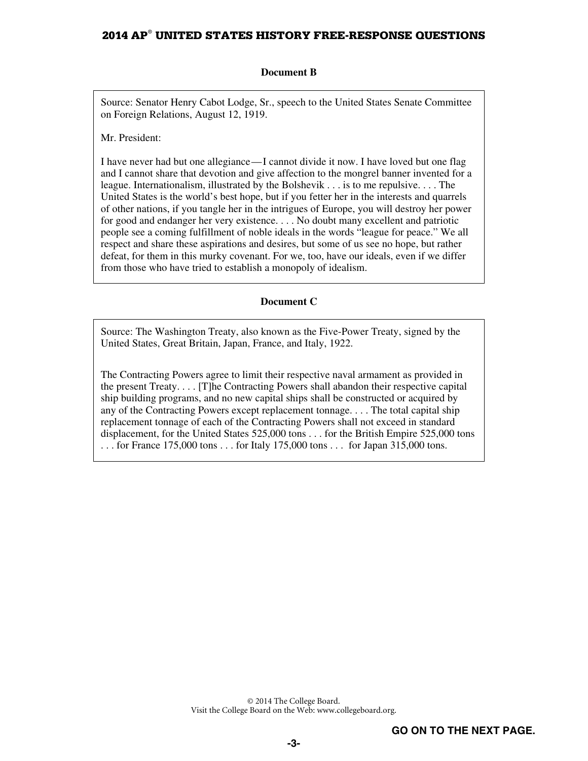**Document B**

Source: Senator Henry Cabot Lodge, Sr., speech to the United States Senate Committee on Foreign Relations, August 12, 1919.

Mr. President:

I have never had but one allegiance—I cannot divide it now. I have loved but one flag and I cannot share that devotion and give affection to the mongrel banner invented for a league. Internationalism, illustrated by the Bolshevik . . . is to me repulsive. . . . The United States is the world's best hope, but if you fetter her in the interests and quarrels of other nations, if you tangle her in the intrigues of Europe, you will destroy her power for good and endanger her very existence. . . . No doubt many excellent and patriotic people see a coming fulfillment of noble ideals in the words "league for peace." We all respect and share these aspirations and desires, but some of us see no hope, but rather defeat, for them in this murky covenant. For we, too, have our ideals, even if we differ from those who have tried to establish a monopoly of idealism.

**Document C**

Source: The Washington Treaty, also known as the Five-Power Treaty, signed by the United States, Great Britain, Japan, France, and Italy, 1922.

The Contracting Powers agree to limit their respective naval armament as provided in the present Treaty. . . . [T]he Contracting Powers shall abandon their respective capital ship building programs, and no new capital ships shall be constructed or acquired by any of the Contracting Powers except replacement tonnage. . . . The total capital ship replacement tonnage of each of the Contracting Powers shall not exceed in standard displacement, for the United States 525,000 tons . . . for the British Empire 525,000 tons . . . for France 175,000 tons . . . for Italy 175,000 tons . . . for Japan 315,000 tons.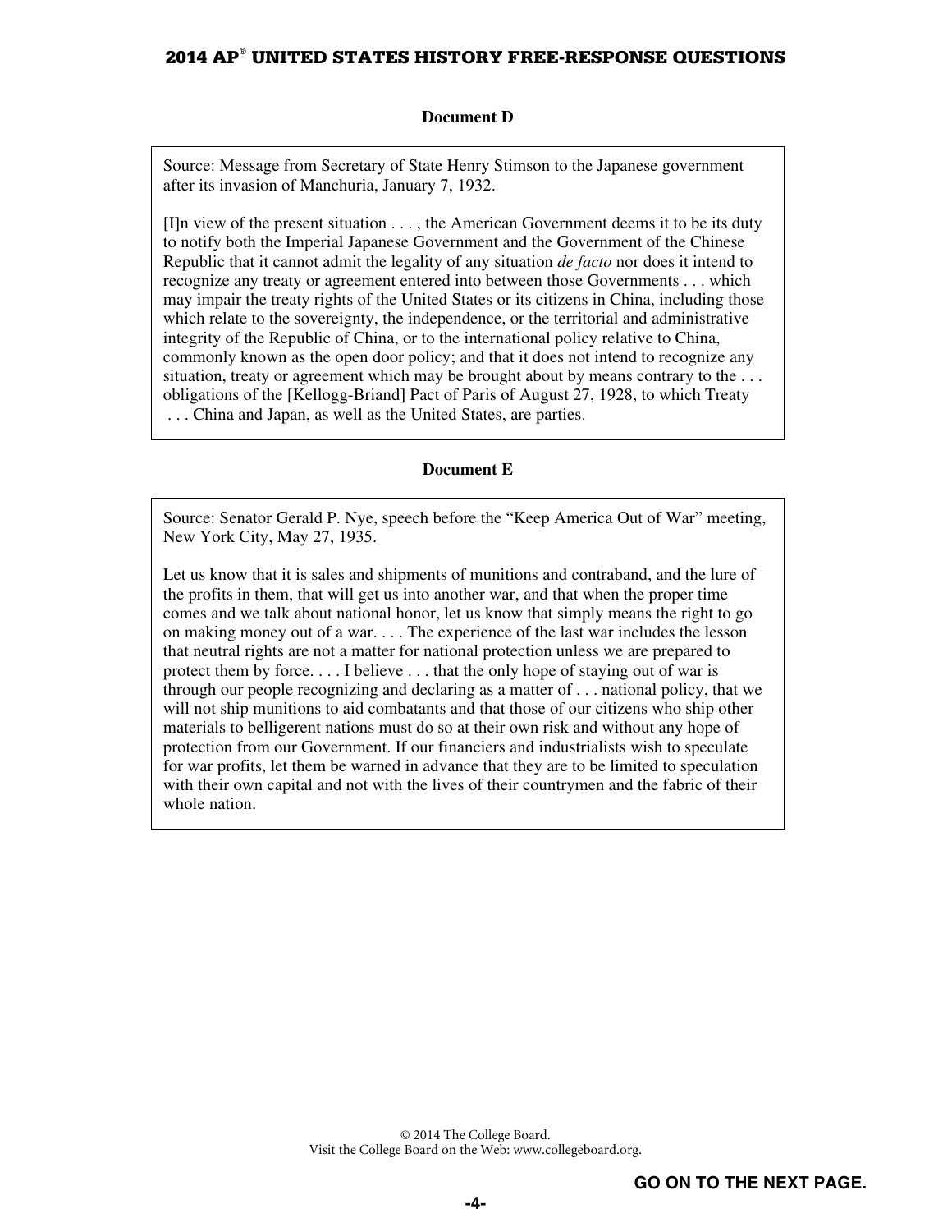### Document D

Source: Message from Secretary of State Henry Stimson to the Japanese government after its invasion of Manchuria, January 7, 1932.

[I]n view of the present situation . . . , the American Government deems it to be its duty to notify both the Imperial Japanese Government and the Government of the Chinese Republic that it cannot admit the legality of any situation *de facto* nor does it intend to recognize any treaty or agreement entered into between those Governments . . . which may impair the treaty rights of the United States or its citizens in China, including those which relate to the sovereignty, the independence, or the territorial and administrative integrity of the Republic of China, or to the international policy relative to China, commonly known as the open door policy; and that it does not intend to recognize any situation, treaty or agreement which may be brought about by means contrary to the . . . obligations of the [Kellogg-Briand] Pact of Paris of August 27, 1928, to which Treaty . . . China and Japan, as well as the United States, are parties.

### Document E

Source: Senator Gerald P. Nye, speech before the "Keep America Out of War" meeting, New York City, May 27, 1935.

Let us know that it is sales and shipments of munitions and contraband, and the lure of the profits in them, that will get us into another war, and that when the proper time comes and we talk about national honor, let us know that simply means the right to go on making money out of a war. . . . The experience of the last war includes the lesson that neutral rights are not a matter for national protection unless we are prepared to protect them by force. . . . I believe . . . that the only hope of staying out of war is through our people recognizing and declaring as a matter of . . . national policy, that we will not ship munitions to aid combatants and that those of our citizens who ship other materials to belligerent nations must do so at their own risk and without any hope of protection from our Government. If our financiers and industrialists wish to speculate for war profits, let them be warned in advance that they are to be limited to speculation with their own capital and not with the lives of their countrymen and the fabric of their whole nation.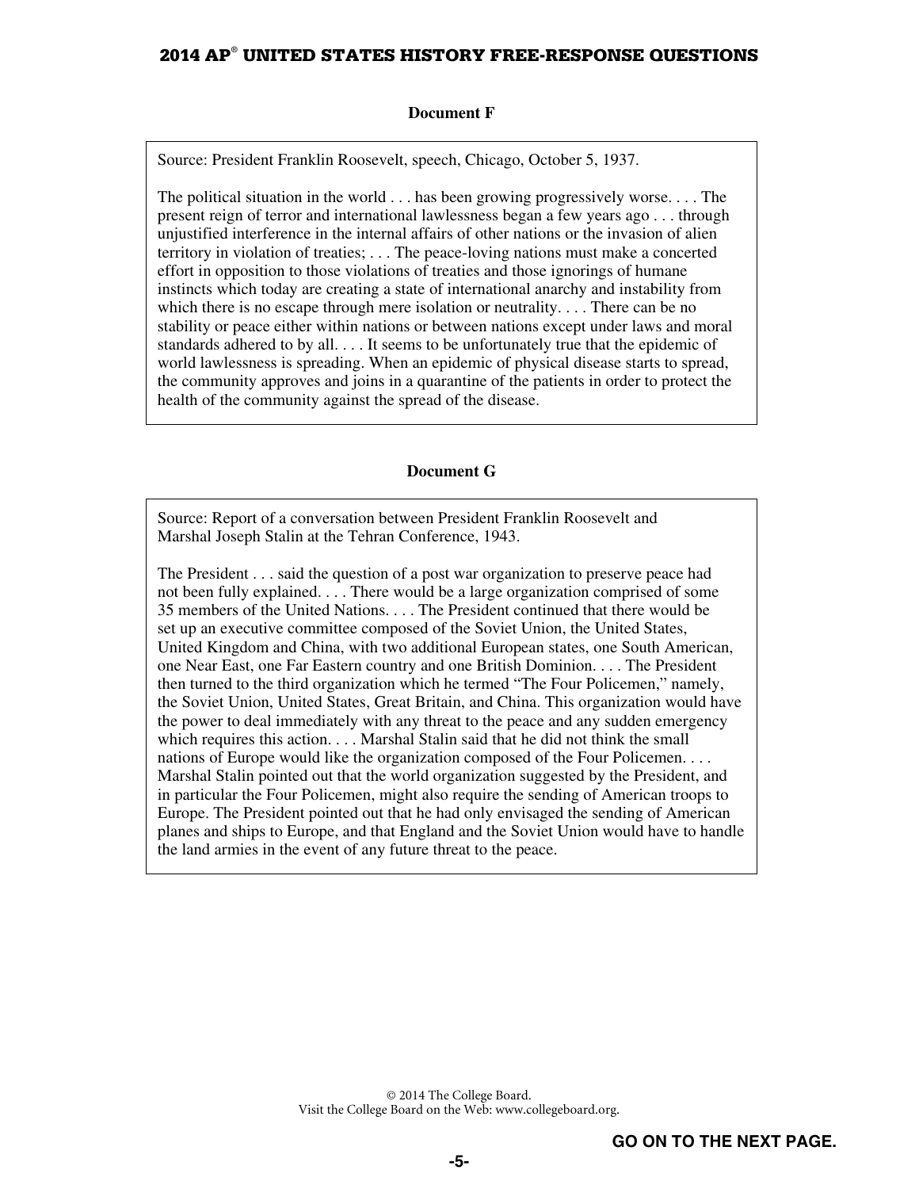**Document F**

Source: President Franklin Roosevelt, speech, Chicago, October 5, 1937.

The political situation in the world . . . has been growing progressively worse. . . . The present reign of terror and international lawlessness began a few years ago . . . through unjustified interference in the internal affairs of other nations or the invasion of alien territory in violation of treaties; . . . The peace-loving nations must make a concerted effort in opposition to those violations of treaties and those ignorings of humane instincts which today are creating a state of international anarchy and instability from which there is no escape through mere isolation or neutrality. . . . There can be no stability or peace either within nations or between nations except under laws and moral standards adhered to by all. . . . It seems to be unfortunately true that the epidemic of world lawlessness is spreading. When an epidemic of physical disease starts to spread, the community approves and joins in a quarantine of the patients in order to protect the health of the community against the spread of the disease.

**Document G**

Source: Report of a conversation between President Franklin Roosevelt and Marshal Joseph Stalin at the Tehran Conference, 1943.

The President . . . said the question of a post war organization to preserve peace had not been fully explained. . . . There would be a large organization comprised of some 35 members of the United Nations. . . . The President continued that there would be set up an executive committee composed of the Soviet Union, the United States, United Kingdom and China, with two additional European states, one South American, one Near East, one Far Eastern country and one British Dominion. . . . The President then turned to the third organization which he termed "The Four Policemen," namely, the Soviet Union, United States, Great Britain, and China. This organization would have the power to deal immediately with any threat to the peace and any sudden emergency which requires this action. . . . Marshal Stalin said that he did not think the small nations of Europe would like the organization composed of the Four Policemen. . . . Marshal Stalin pointed out that the world organization suggested by the President, and in particular the Four Policemen, might also require the sending of American troops to Europe. The President pointed out that he had only envisaged the sending of American planes and ships to Europe, and that England and the Soviet Union would have to handle the land armies in the event of any future threat to the peace.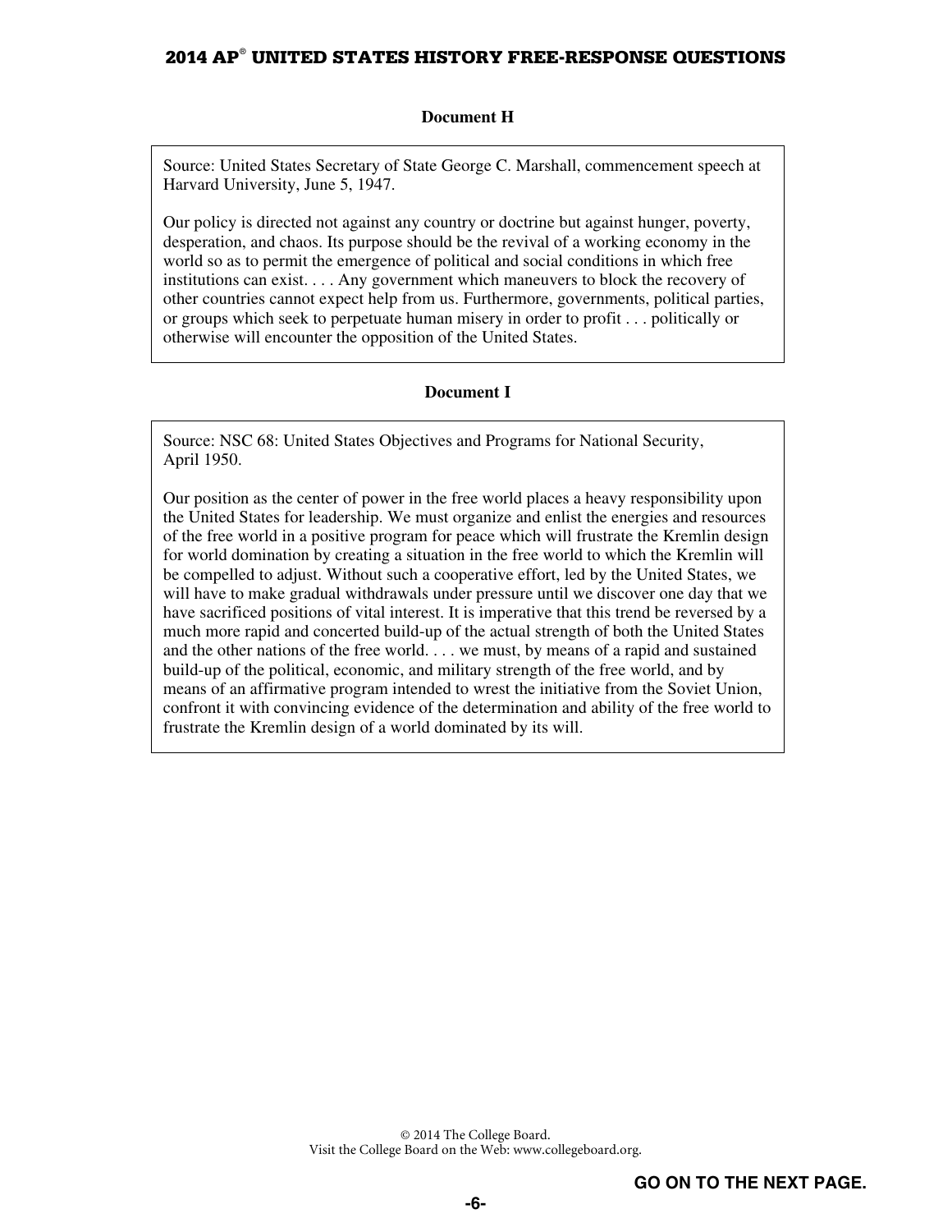### Document H

Source: United States Secretary of State George C. Marshall, commencement speech at Harvard University, June 5, 1947.

Our policy is directed not against any country or doctrine but against hunger, poverty, desperation, and chaos. Its purpose should be the revival of a working economy in the world so as to permit the emergence of political and social conditions in which free institutions can exist. . . . Any government which maneuvers to block the recovery of other countries cannot expect help from us. Furthermore, governments, political parties, or groups which seek to perpetuate human misery in order to profit . . . politically or otherwise will encounter the opposition of the United States.

### Document I

Source: NSC 68: United States Objectives and Programs for National Security, April 1950.

Our position as the center of power in the free world places a heavy responsibility upon the United States for leadership. We must organize and enlist the energies and resources of the free world in a positive program for peace which will frustrate the Kremlin design for world domination by creating a situation in the free world to which the Kremlin will be compelled to adjust. Without such a cooperative effort, led by the United States, we will have to make gradual withdrawals under pressure until we discover one day that we have sacrificed positions of vital interest. It is imperative that this trend be reversed by a much more rapid and concerted build-up of the actual strength of both the United States and the other nations of the free world. . . . we must, by means of a rapid and sustained build-up of the political, economic, and military strength of the free world, and by means of an affirmative program intended to wrest the initiative from the Soviet Union, confront it with convincing evidence of the determination and ability of the free world to frustrate the Kremlin design of a world dominated by its will.

GO ON TO THE NEXT PAGE.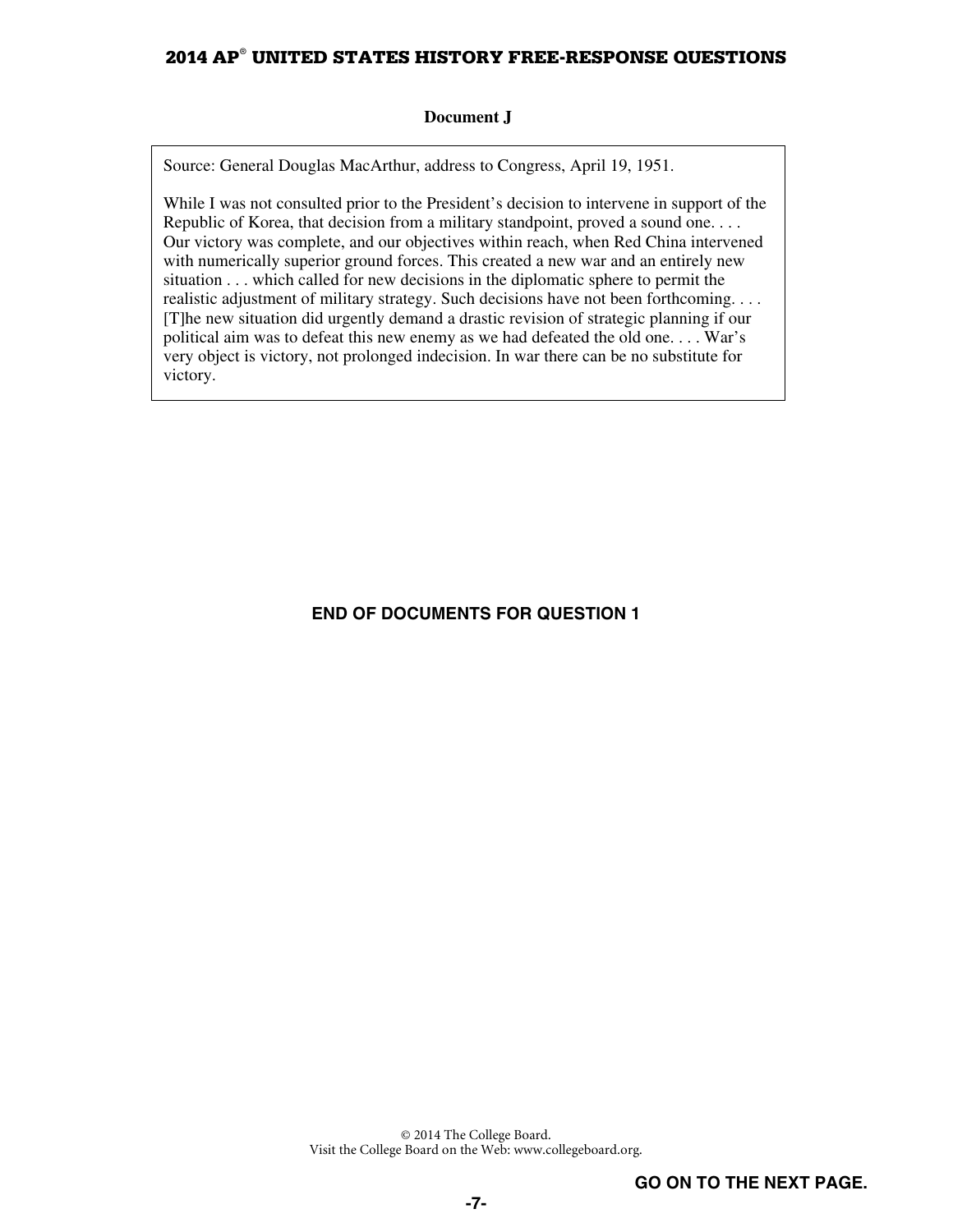**Document J**

Source: General Douglas MacArthur, address to Congress, April 19, 1951.

While I was not consulted prior to the President's decision to intervene in support of the Republic of Korea, that decision from a military standpoint, proved a sound one. . . . Our victory was complete, and our objectives within reach, when Red China intervened with numerically superior ground forces. This created a new war and an entirely new situation . . . which called for new decisions in the diplomatic sphere to permit the realistic adjustment of military strategy. Such decisions have not been forthcoming. . . . [T]he new situation did urgently demand a drastic revision of strategic planning if our political aim was to defeat this new enemy as we had defeated the old one. . . . War's very object is victory, not prolonged indecision. In war there can be no substitute for victory.

**END OF DOCUMENTS FOR QUESTION 1**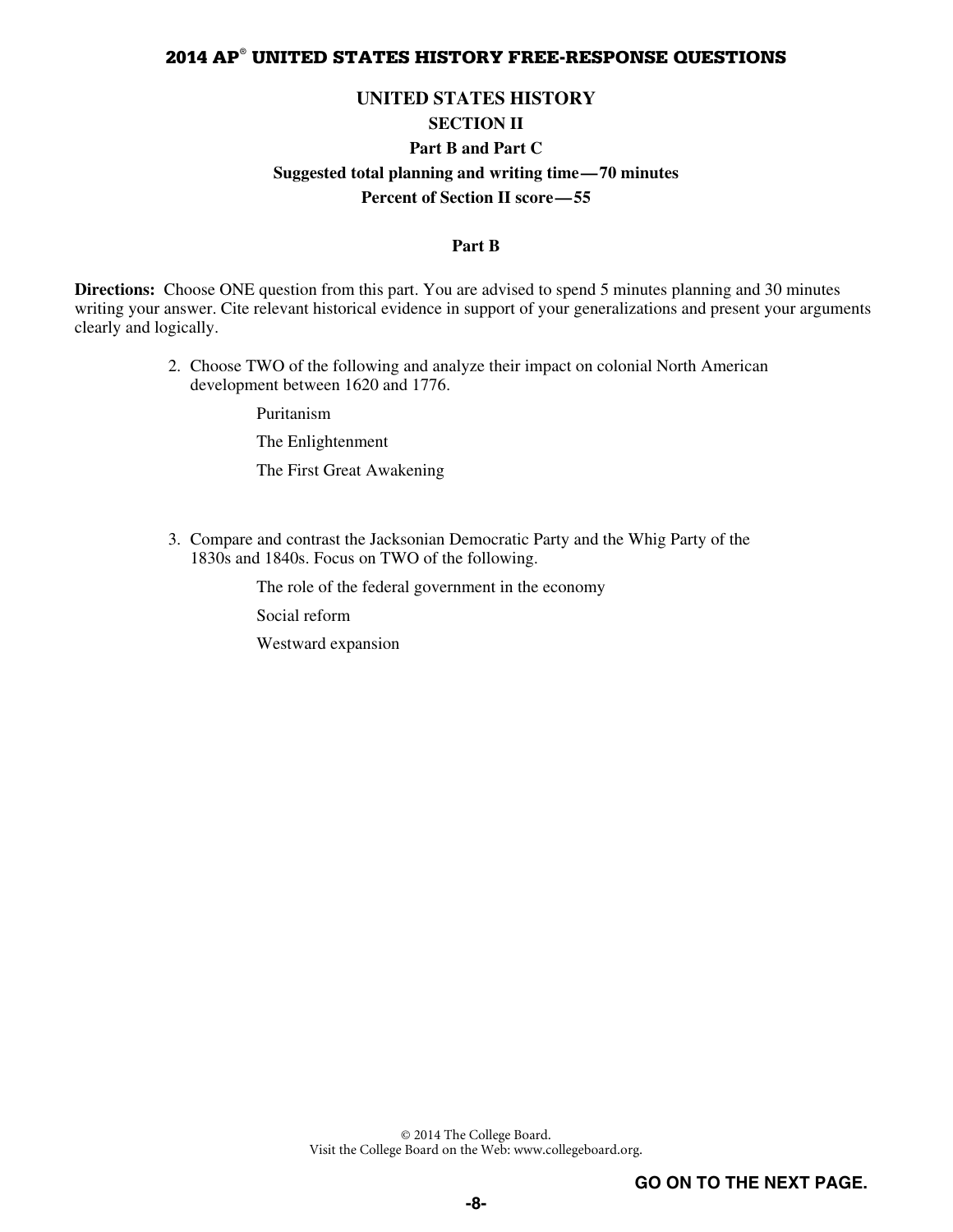## UNITED STATES HISTORY

### SECTION II

### Part B and Part C

**Suggested total planning and writing time—70 minutes**

**Percent of Section II score—55**

#### Part B

**Directions:** Choose ONE question from this part. You are advised to spend 5 minutes planning and 30 minutes writing your answer. Cite relevant historical evidence in support of your generalizations and present your arguments clearly and logically.

2. Choose TWO of the following and analyze their impact on colonial North American development between 1620 and 1776.

   Puritanism

   The Enlightenment

   The First Great Awakening

3. Compare and contrast the Jacksonian Democratic Party and the Whig Party of the 1830s and 1840s. Focus on TWO of the following.

   The role of the federal government in the economy

   Social reform

   Westward expansion

© 2014 The College Board.
Visit the College Board on the Web: www.collegeboard.org.

GO ON TO THE NEXT PAGE.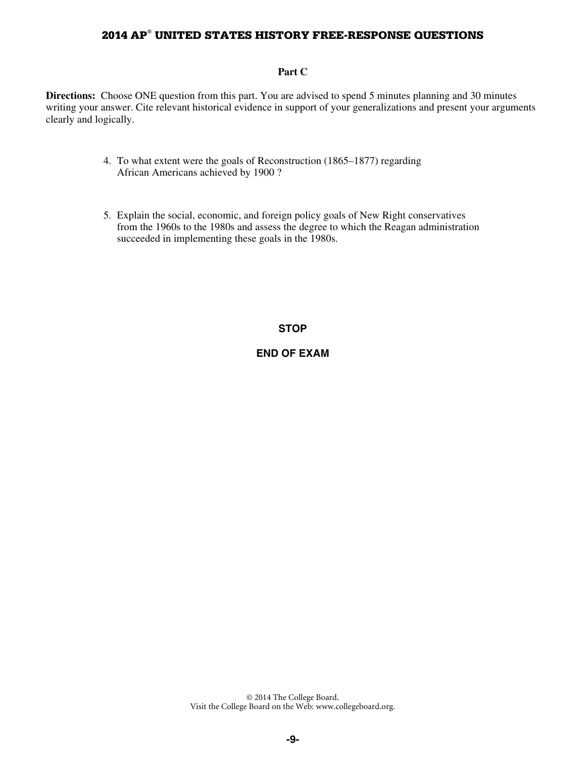## Part C

**Directions:** Choose ONE question from this part. You are advised to spend 5 minutes planning and 30 minutes writing your answer. Cite relevant historical evidence in support of your generalizations and present your arguments clearly and logically.

4. To what extent were the goals of Reconstruction (1865–1877) regarding African Americans achieved by 1900 ?

5. Explain the social, economic, and foreign policy goals of New Right conservatives from the 1960s to the 1980s and assess the degree to which the Reagan administration succeeded in implementing these goals in the 1980s.

**STOP**

**END OF EXAM**